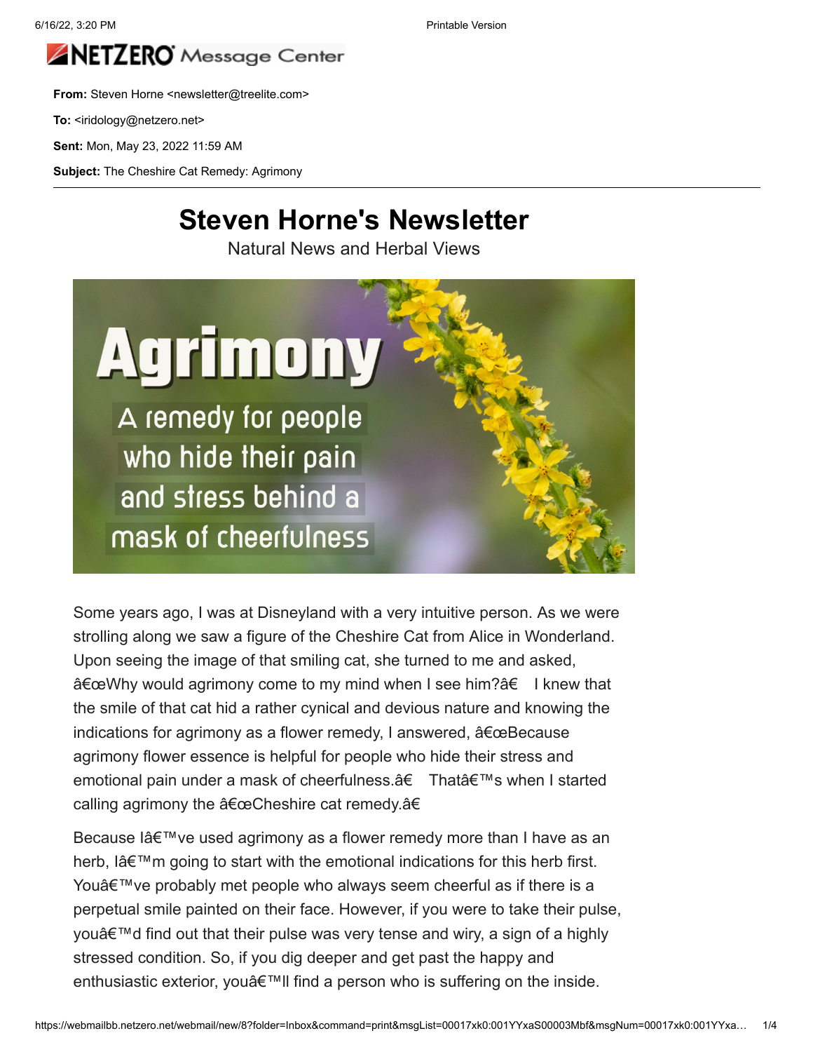![NETZERO Message Center]

**From:** Steven Horne <newsletter@treelite.com>

**To:** <iridology@netzero.net>

**Sent:** Mon, May 23, 2022 11:59 AM

**Subject:** The Cheshire Cat Remedy: Agrimony

---

# Steven Horne's Newsletter

Natural News and Herbal Views

**Agrimony**

A remedy for people who hide their pain and stress behind a mask of cheerfulness

Some years ago, I was at Disneyland with a very intuitive person. As we were strolling along we saw a figure of the Cheshire Cat from Alice in Wonderland. Upon seeing the image of that smiling cat, she turned to me and asked, â€œWhy would agrimony come to my mind when I see him?â€  I knew that the smile of that cat hid a rather cynical and devious nature and knowing the indications for agrimony as a flower remedy, I answered, â€œBecause agrimony flower essence is helpful for people who hide their stress and emotional pain under a mask of cheerfulness.â€  Thatâ€™s when I started calling agrimony the â€œCheshire cat remedy.â€

Because Iâ€™ve used agrimony as a flower remedy more than I have as an herb, Iâ€™m going to start with the emotional indications for this herb first. Youâ€™ve probably met people who always seem cheerful as if there is a perpetual smile painted on their face. However, if you were to take their pulse, youâ€™d find out that their pulse was very tense and wiry, a sign of a highly stressed condition. So, if you dig deeper and get past the happy and enthusiastic exterior, youâ€™ll find a person who is suffering on the inside.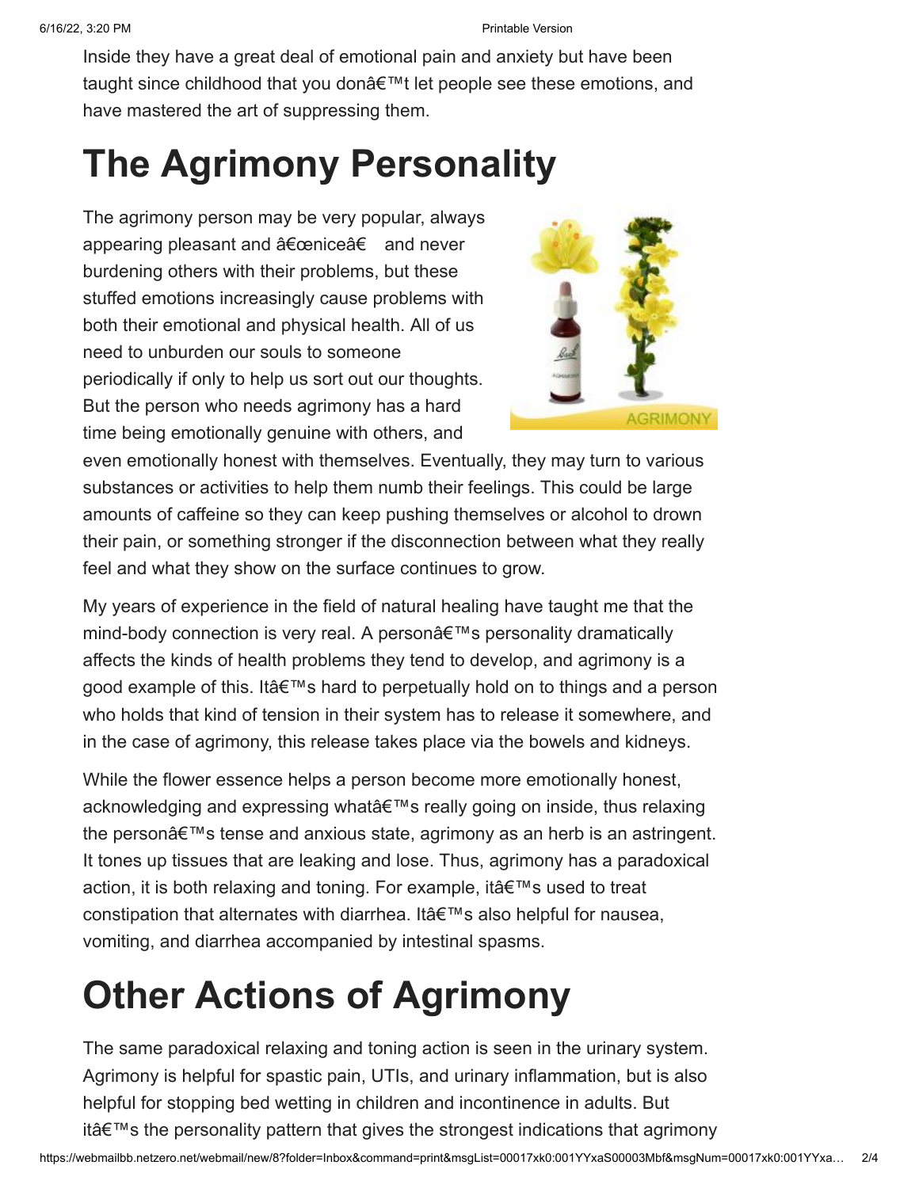Inside they have a great deal of emotional pain and anxiety but have been taught since childhood that you donâ€™t let people see these emotions, and have mastered the art of suppressing them.

# The Agrimony Personality

The agrimony person may be very popular, always appearing pleasant and â€œniceâ€ and never burdening others with their problems, but these stuffed emotions increasingly cause problems with both their emotional and physical health. All of us need to unburden our souls to someone periodically if only to help us sort out our thoughts. But the person who needs agrimony has a hard time being emotionally genuine with others, and even emotionally honest with themselves. Eventually, they may turn to various substances or activities to help them numb their feelings. This could be large amounts of caffeine so they can keep pushing themselves or alcohol to drown their pain, or something stronger if the disconnection between what they really feel and what they show on the surface continues to grow.

My years of experience in the field of natural healing have taught me that the mind-body connection is very real. A personâ€™s personality dramatically affects the kinds of health problems they tend to develop, and agrimony is a good example of this. Itâ€™s hard to perpetually hold on to things and a person who holds that kind of tension in their system has to release it somewhere, and in the case of agrimony, this release takes place via the bowels and kidneys.

While the flower essence helps a person become more emotionally honest, acknowledging and expressing whatâ€™s really going on inside, thus relaxing the personâ€™s tense and anxious state, agrimony as an herb is an astringent. It tones up tissues that are leaking and lose. Thus, agrimony has a paradoxical action, it is both relaxing and toning. For example, itâ€™s used to treat constipation that alternates with diarrhea. Itâ€™s also helpful for nausea, vomiting, and diarrhea accompanied by intestinal spasms.

# Other Actions of Agrimony

The same paradoxical relaxing and toning action is seen in the urinary system. Agrimony is helpful for spastic pain, UTIs, and urinary inflammation, but is also helpful for stopping bed wetting in children and incontinence in adults. But itâ€™s the personality pattern that gives the strongest indications that agrimony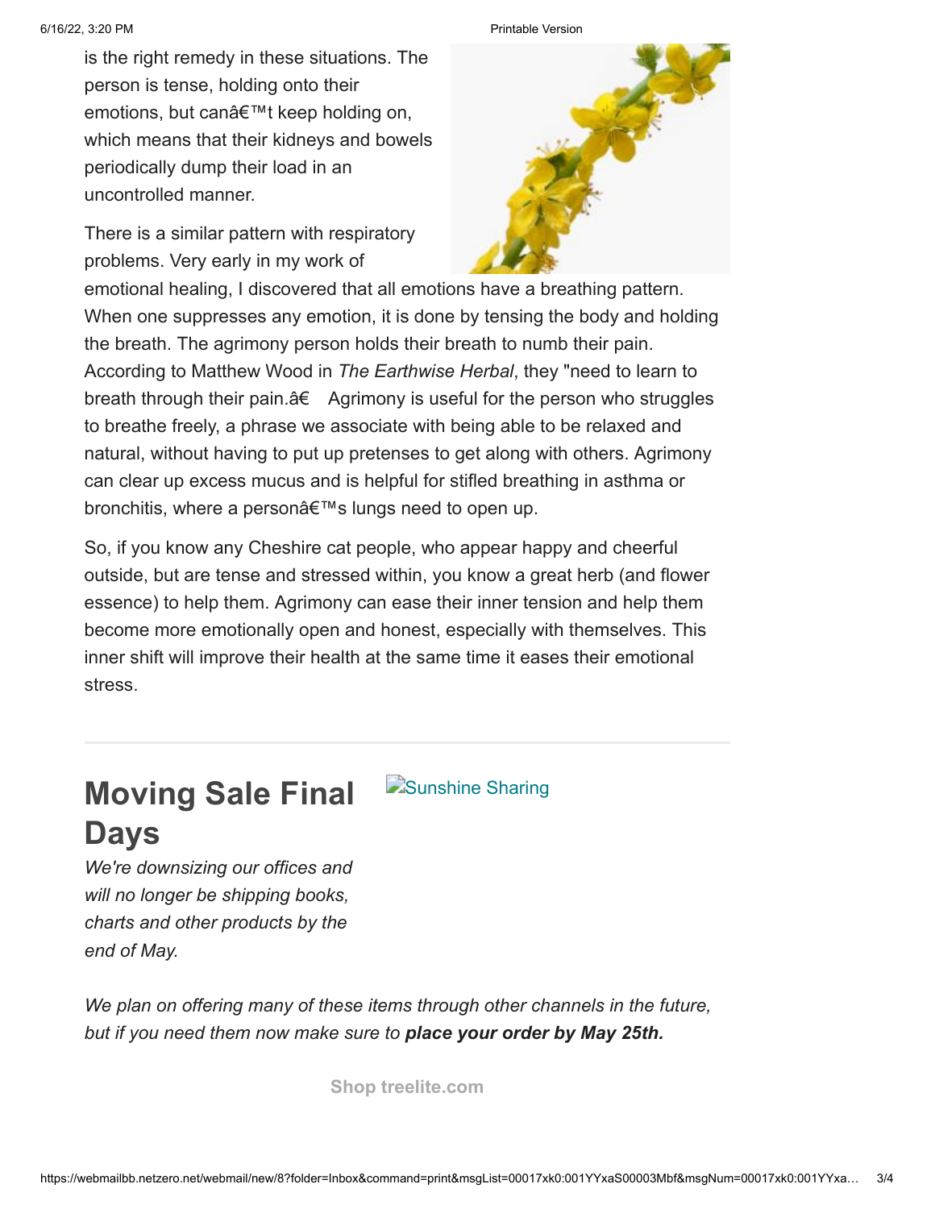is the right remedy in these situations. The person is tense, holding onto their emotions, but canâ€™t keep holding on, which means that their kidneys and bowels periodically dump their load in an uncontrolled manner.

There is a similar pattern with respiratory problems. Very early in my work of emotional healing, I discovered that all emotions have a breathing pattern. When one suppresses any emotion, it is done by tensing the body and holding the breath. The agrimony person holds their breath to numb their pain. According to Matthew Wood in *The Earthwise Herbal*, they "need to learn to breath through their pain.â€  Agrimony is useful for the person who struggles to breathe freely, a phrase we associate with being able to be relaxed and natural, without having to put up pretenses to get along with others. Agrimony can clear up excess mucus and is helpful for stifled breathing in asthma or bronchitis, where a personâ€™s lungs need to open up.

So, if you know any Cheshire cat people, who appear happy and cheerful outside, but are tense and stressed within, you know a great herb (and flower essence) to help them. Agrimony can ease their inner tension and help them become more emotionally open and honest, especially with themselves. This inner shift will improve their health at the same time it eases their emotional stress.

---

## Moving Sale Final Days

Sunshine Sharing

*We're downsizing our offices and will no longer be shipping books, charts and other products by the end of May.*

*We plan on offering many of these items through other channels in the future, but if you need them now make sure to* ***place your order by May 25th.***

**Shop treelite.com**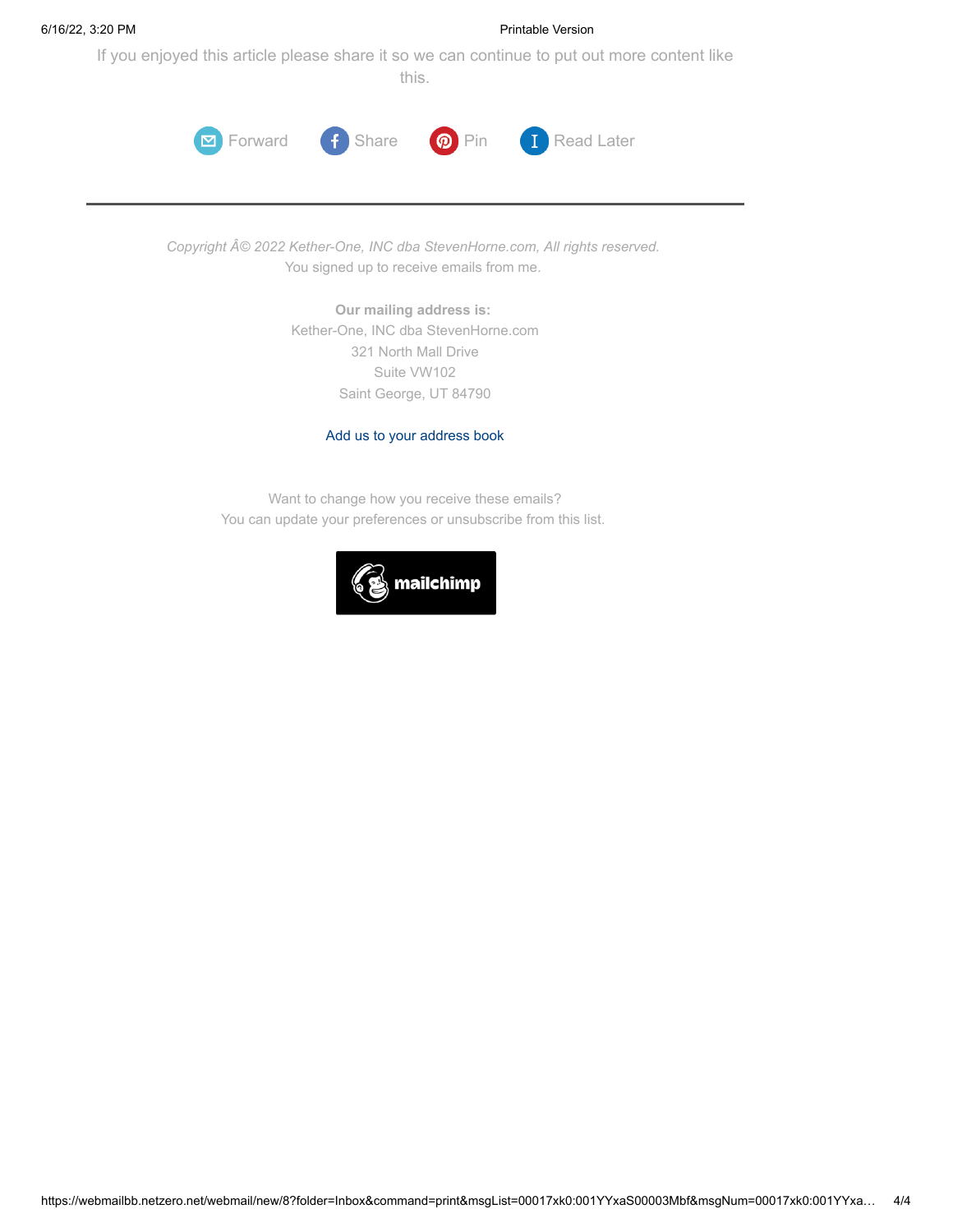If you enjoyed this article please share it so we can continue to put out more content like this.

Forward Share Pin Read Later

---

*Copyright Â© 2022 Kether-One, INC dba StevenHorne.com, All rights reserved.*
You signed up to receive emails from me.

**Our mailing address is:**
Kether-One, INC dba StevenHorne.com
321 North Mall Drive
Suite VW102
Saint George, UT 84790

Add us to your address book

Want to change how you receive these emails?
You can update your preferences or unsubscribe from this list.

mailchimp